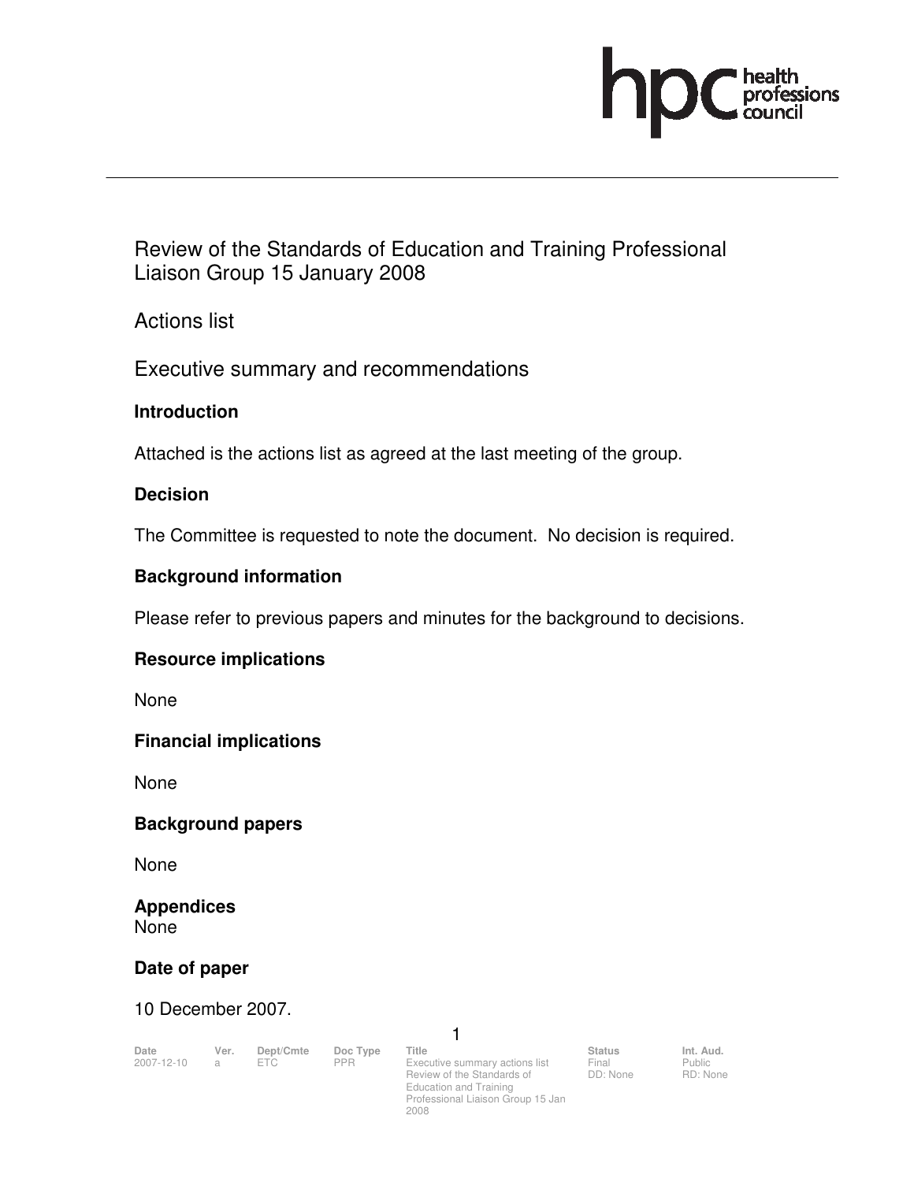# Review of the Standards of Education and Training Professional Liaison Group 15 January 2008

## Actions list

## Executive summary and recommendations

### Introduction

Attached is the actions list as agreed at the last meeting of the group.

### Decision

The Committee is requested to note the document. No decision is required.

### Background information

Please refer to previous papers and minutes for the background to decisions.

### Resource implications

None

### Financial implications

None

### Background papers

None

### Appendices

None

### Date of paper

10 December 2007.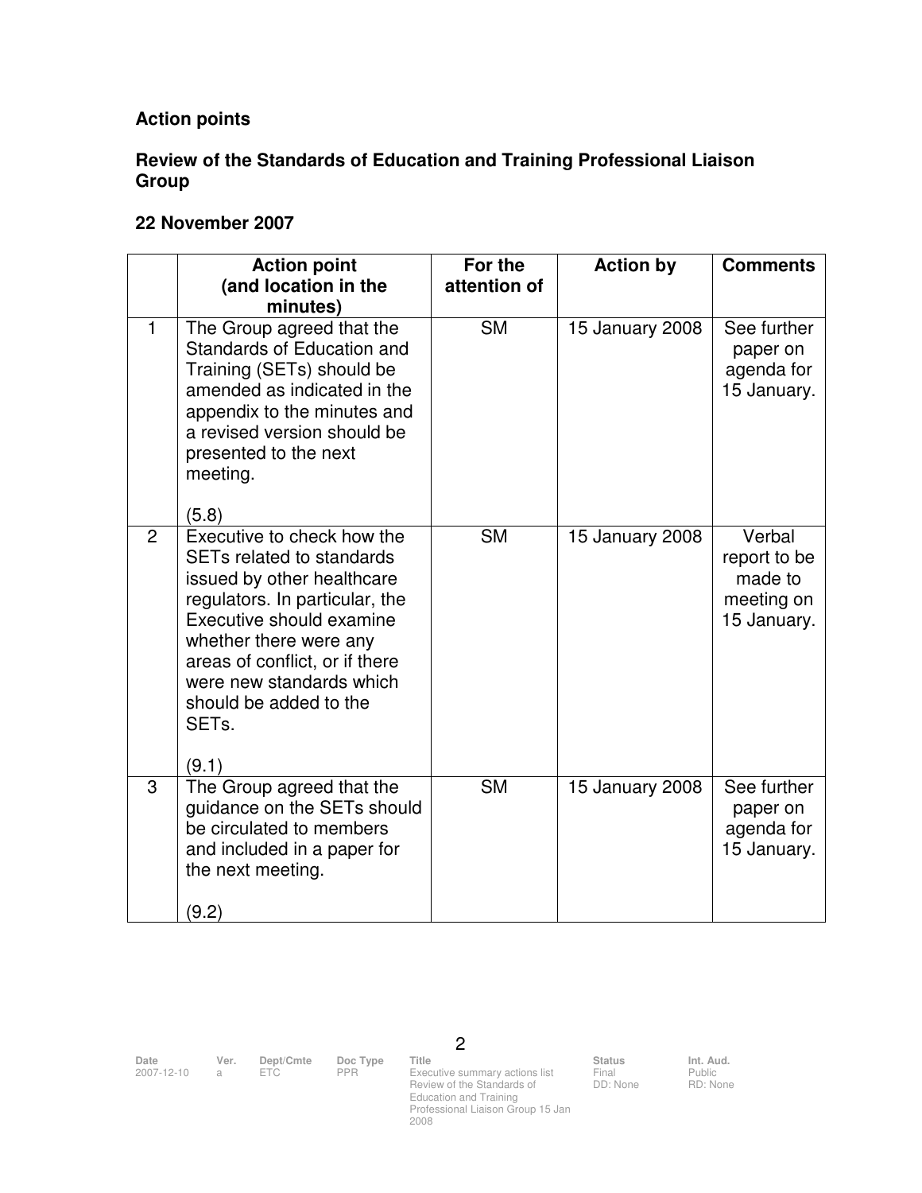**Action points**

**Review of the Standards of Education and Training Professional Liaison Group**

**22 November 2007**

| | Action point (and location in the minutes) | For the attention of | Action by | Comments |
|---|---|---|---|---|
| 1 | The Group agreed that the Standards of Education and Training (SETs) should be amended as indicated in the appendix to the minutes and a revised version should be presented to the next meeting.<br><br>(5.8) | SM | 15 January 2008 | See further paper on agenda for 15 January. |
| 2 | Executive to check how the SETs related to standards issued by other healthcare regulators. In particular, the Executive should examine whether there were any areas of conflict, or if there were new standards which should be added to the SETs.<br><br>(9.1) | SM | 15 January 2008 | Verbal report to be made to meeting on 15 January. |
| 3 | The Group agreed that the guidance on the SETs should be circulated to members and included in a paper for the next meeting.<br><br>(9.2) | SM | 15 January 2008 | See further paper on agenda for 15 January. |